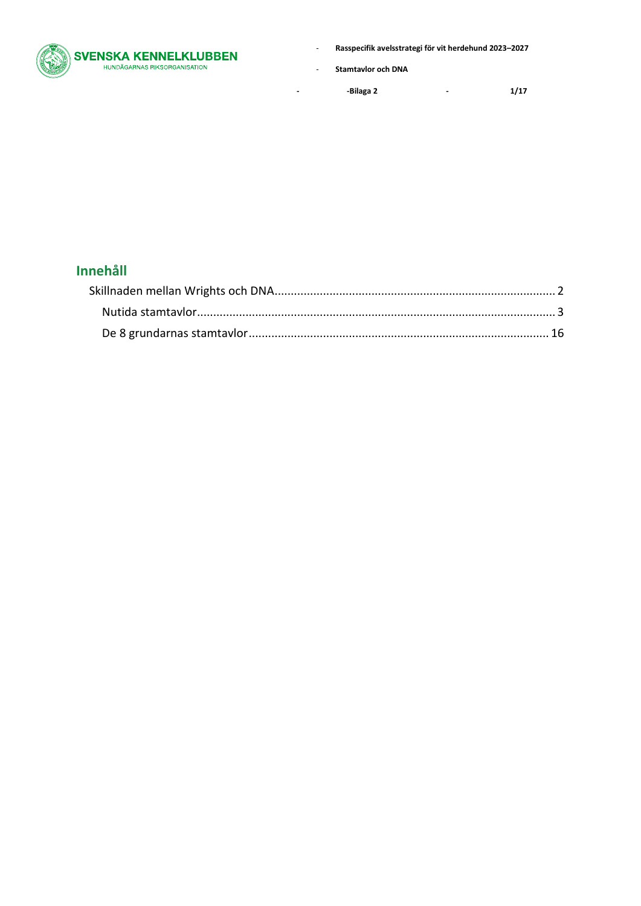## Innehåll

Skillnaden mellan Wrights och DNA.......................................................................................... 2

Nutida stamtavlor................................................................................................................ 3

De 8 grundarnas stamtavlor................................................................................................ 16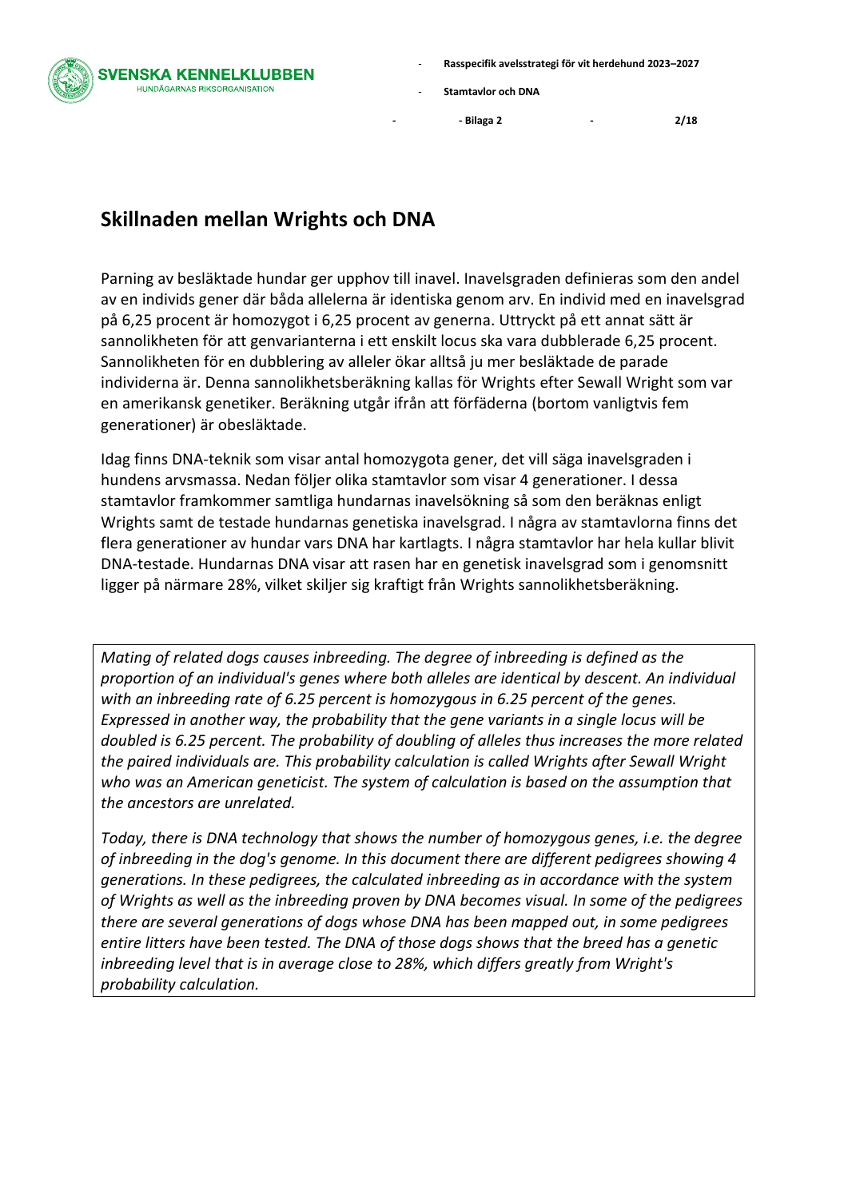## Skillnaden mellan Wrights och DNA

Parning av besläktade hundar ger upphov till inavel. Inavelsgraden definieras som den andel av en individs gener där båda allelerna är identiska genom arv. En individ med en inavelsgrad på 6,25 procent är homozygot i 6,25 procent av generna. Uttryckt på ett annat sätt är sannolikheten för att genvarianterna i ett enskilt locus ska vara dubblerade 6,25 procent. Sannolikheten för en dubblering av alleler ökar alltså ju mer besläktade de parade individerna är. Denna sannolikhetsberäkning kallas för Wrights efter Sewall Wright som var en amerikansk genetiker. Beräkning utgår ifrån att förfäderna (bortom vanligtvis fem generationer) är obesläktade.

Idag finns DNA-teknik som visar antal homozygota gener, det vill säga inavelsgraden i hundens arvsmassa. Nedan följer olika stamtavlor som visar 4 generationer. I dessa stamtavlor framkommer samtliga hundarnas inavelsökning så som den beräknas enligt Wrights samt de testade hundarnas genetiska inavelsgrad. I några av stamtavlorna finns det flera generationer av hundar vars DNA har kartlagts. I några stamtavlor har hela kullar blivit DNA-testade. Hundarnas DNA visar att rasen har en genetisk inavelsgrad som i genomsnitt ligger på närmare 28%, vilket skiljer sig kraftigt från Wrights sannolikhetsberäkning.

*Mating of related dogs causes inbreeding. The degree of inbreeding is defined as the proportion of an individual's genes where both alleles are identical by descent. An individual with an inbreeding rate of 6.25 percent is homozygous in 6.25 percent of the genes. Expressed in another way, the probability that the gene variants in a single locus will be doubled is 6.25 percent. The probability of doubling of alleles thus increases the more related the paired individuals are. This probability calculation is called Wrights after Sewall Wright who was an American geneticist. The system of calculation is based on the assumption that the ancestors are unrelated.*

*Today, there is DNA technology that shows the number of homozygous genes, i.e. the degree of inbreeding in the dog's genome. In this document there are different pedigrees showing 4 generations. In these pedigrees, the calculated inbreeding as in accordance with the system of Wrights as well as the inbreeding proven by DNA becomes visual. In some of the pedigrees there are several generations of dogs whose DNA has been mapped out, in some pedigrees entire litters have been tested. The DNA of those dogs shows that the breed has a genetic inbreeding level that is in average close to 28%, which differs greatly from Wright's probability calculation.*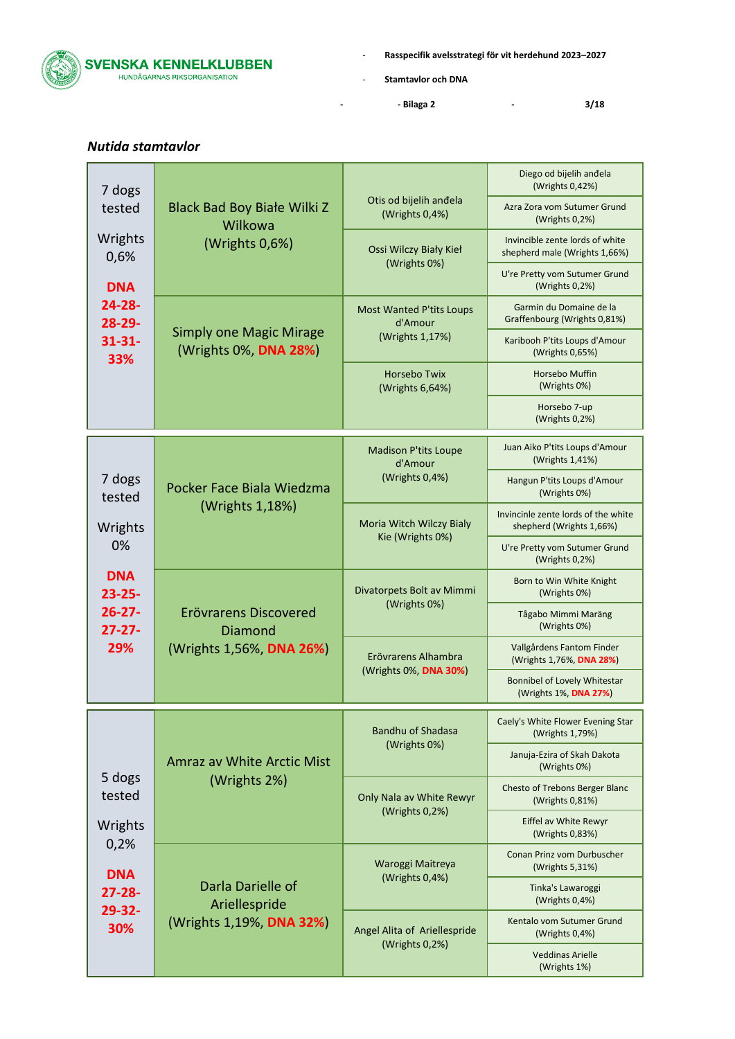### *Nutida stamtavlor*

| Summary | Parents | Grandparents | Great-grandparents |
|---|---|---|---|
| 7 dogs tested<br>Wrights 0,6%<br>**DNA 24-28-28-29-31-33%** | Black Bad Boy Białe Wilki Z Wilkowa (Wrights 0,6%) | Otis od bijelih anđela (Wrights 0,4%) | Diego od bijelih anđela (Wrights 0,42%) |
| | | | Azra Zora vom Sutumer Grund (Wrights 0,2%) |
| | | Ossi Wilczy Biały Kieł (Wrights 0%) | Invincible zente lords of white shepherd male (Wrights 1,66%) |
| | | | U're Pretty vom Sutumer Grund (Wrights 0,2%) |
| | Simply one Magic Mirage (Wrights 0%, **DNA 28%**) | Most Wanted P'tits Loups d'Amour (Wrights 1,17%) | Garmin du Domaine de la Graffenbourg (Wrights 0,81%) |
| | | | Karibooh P'tits Loups d'Amour (Wrights 0,65%) |
| | | Horsebo Twix (Wrights 6,64%) | Horsebo Muffin (Wrights 0%) |
| | | | Horsebo 7-up (Wrights 0,2%) |

| Summary | Parents | Grandparents | Great-grandparents |
|---|---|---|---|
| 7 dogs tested<br>Wrights 0%<br>**DNA 23-25-26-27-27-29%** | Pocker Face Biala Wiedzma (Wrights 1,18%) | Madison P'tits Loupe d'Amour (Wrights 0,4%) | Juan Aiko P'tits Loups d'Amour (Wrights 1,41%) |
| | | | Hangun P'tits Loups d'Amour (Wrights 0%) |
| | | Moria Witch Wilczy Bialy Kie (Wrights 0%) | Invincinle zente lords of the white shepherd (Wrights 1,66%) |
| | | | U're Pretty vom Sutumer Grund (Wrights 0,2%) |
| | Erövrarens Discovered Diamond (Wrights 1,56%, **DNA 26%**) | Divatorpets Bolt av Mimmi (Wrights 0%) | Born to Win White Knight (Wrights 0%) |
| | | | Tågabo Mimmi Maräng (Wrights 0%) |
| | | Erövrarens Alhambra (Wrights 0%, **DNA 30%**) | Vallgårdens Fantom Finder (Wrights 1,76%, **DNA 28%**) |
| | | | Bonnibel of Lovely Whitestar (Wrights 1%, **DNA 27%**) |

| Summary | Parents | Grandparents | Great-grandparents |
|---|---|---|---|
| 5 dogs tested<br>Wrights 0,2%<br>**DNA 27-28-29-32-30%** | Amraz av White Arctic Mist (Wrights 2%) | Bandhu of Shadasa (Wrights 0%) | Caely's White Flower Evening Star (Wrights 1,79%) |
| | | | Januja-Ezira of Skah Dakota (Wrights 0%) |
| | | Only Nala av White Rewyr (Wrights 0,2%) | Chesto of Trebons Berger Blanc (Wrights 0,81%) |
| | | | Eiffel av White Rewyr (Wrights 0,83%) |
| | Darla Darielle of Ariellespride (Wrights 1,19%, **DNA 32%**) | Waroggi Maitreya (Wrights 0,4%) | Conan Prinz vom Durbuscher (Wrights 5,31%) |
| | | | Tinka's Lawaroggi (Wrights 0,4%) |
| | | Angel Alita of Ariellespride (Wrights 0,2%) | Kentalo vom Sutumer Grund (Wrights 0,4%) |
| | | | Veddinas Arielle (Wrights 1%) |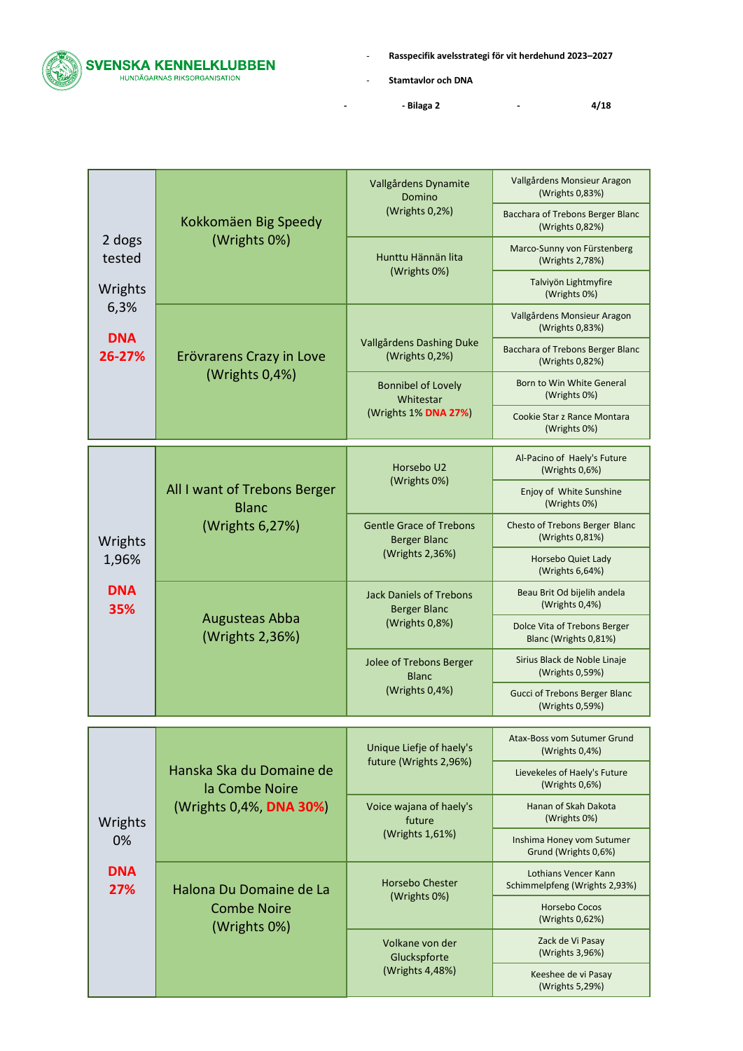| | Parents | Grandparents | Great-grandparents |
|---|---|---|---|
| 2 dogs tested<br>Wrights 6,3%<br>**DNA 26-27%** | Kokkomäen Big Speedy (Wrights 0%) | Vallgårdens Dynamite Domino (Wrights 0,2%) | Vallgårdens Monsieur Aragon (Wrights 0,83%) |
| | | | Bacchara of Trebons Berger Blanc (Wrights 0,82%) |
| | | Hunttu Hännän lita (Wrights 0%) | Marco-Sunny von Fürstenberg (Wrights 2,78%) |
| | | | Talviyön Lightmyfire (Wrights 0%) |
| | Erövrarens Crazy in Love (Wrights 0,4%) | Vallgårdens Dashing Duke (Wrights 0,2%) | Vallgårdens Monsieur Aragon (Wrights 0,83%) |
| | | | Bacchara of Trebons Berger Blanc (Wrights 0,82%) |
| | | Bonnibel of Lovely Whitestar (Wrights 1% **DNA 27%**) | Born to Win White General (Wrights 0%) |
| | | | Cookie Star z Rance Montara (Wrights 0%) |

| | Parents | Grandparents | Great-grandparents |
|---|---|---|---|
| Wrights 1,96%<br>**DNA 35%** | All I want of Trebons Berger Blanc (Wrights 6,27%) | Horsebo U2 (Wrights 0%) | Al-Pacino of Haely's Future (Wrights 0,6%) |
| | | | Enjoy of White Sunshine (Wrights 0%) |
| | | Gentle Grace of Trebons Berger Blanc (Wrights 2,36%) | Chesto of Trebons Berger Blanc (Wrights 0,81%) |
| | | | Horsebo Quiet Lady (Wrights 6,64%) |
| | Augusteas Abba (Wrights 2,36%) | Jack Daniels of Trebons Berger Blanc (Wrights 0,8%) | Beau Brit Od bijelih andela (Wrights 0,4%) |
| | | | Dolce Vita of Trebons Berger Blanc (Wrights 0,81%) |
| | | Jolee of Trebons Berger Blanc (Wrights 0,4%) | Sirius Black de Noble Linaje (Wrights 0,59%) |
| | | | Gucci of Trebons Berger Blanc (Wrights 0,59%) |

| | Parents | Grandparents | Great-grandparents |
|---|---|---|---|
| Wrights 0%<br>**DNA 27%** | Hanska Ska du Domaine de la Combe Noire (Wrights 0,4%, **DNA 30%**) | Unique Liefje of haely's future (Wrights 2,96%) | Atax-Boss vom Sutumer Grund (Wrights 0,4%) |
| | | | Lievekeles of Haely's Future (Wrights 0,6%) |
| | | Voice wajana of haely's future (Wrights 1,61%) | Hanan of Skah Dakota (Wrights 0%) |
| | | | Inshima Honey vom Sutumer Grund (Wrights 0,6%) |
| | Halona Du Domaine de La Combe Noire (Wrights 0%) | Horsebo Chester (Wrights 0%) | Lothians Vencer Kann Schimmelpfeng (Wrights 2,93%) |
| | | | Horsebo Cocos (Wrights 0,62%) |
| | | Volkane von der Gluckspforte (Wrights 4,48%) | Zack de Vi Pasay (Wrights 3,96%) |
| | | | Keeshee de vi Pasay (Wrights 5,29%) |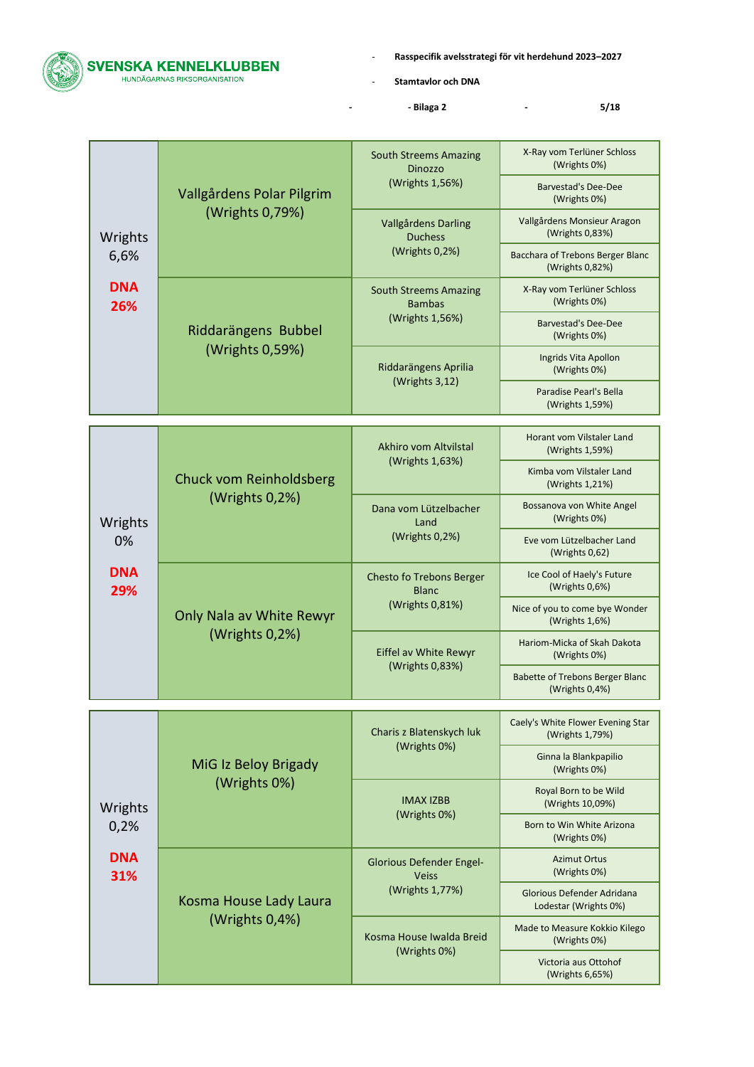| Kull | Föräldrar | Far-/morföräldrar | Farfars/morfars föräldrar |
|---|---|---|---|
| Wrights 6,6% **DNA 26%** | Vallgårdens Polar Pilgrim (Wrights 0,79%) | South Streems Amazing Dinozzo (Wrights 1,56%) | X-Ray vom Terlüner Schloss (Wrights 0%) |
| | | | Barvestad's Dee-Dee (Wrights 0%) |
| | | Vallgårdens Darling Duchess (Wrights 0,2%) | Vallgårdens Monsieur Aragon (Wrights 0,83%) |
| | | | Bacchara of Trebons Berger Blanc (Wrights 0,82%) |
| | Riddarängens Bubbel (Wrights 0,59%) | South Streems Amazing Bambas (Wrights 1,56%) | X-Ray vom Terlüner Schloss (Wrights 0%) |
| | | | Barvestad's Dee-Dee (Wrights 0%) |
| | | Riddarängens Aprilia (Wrights 3,12) | Ingrids Vita Apollon (Wrights 0%) |
| | | | Paradise Pearl's Bella (Wrights 1,59%) |

| Kull | Föräldrar | Far-/morföräldrar | Farfars/morfars föräldrar |
|---|---|---|---|
| Wrights 0% **DNA 29%** | Chuck vom Reinholdsberg (Wrights 0,2%) | Akhiro vom Altvilstal (Wrights 1,63%) | Horant vom Vilstaler Land (Wrights 1,59%) |
| | | | Kimba vom Vilstaler Land (Wrights 1,21%) |
| | | Dana vom Lützelbacher Land (Wrights 0,2%) | Bossanova von White Angel (Wrights 0%) |
| | | | Eve vom Lützelbacher Land (Wrights 0,62) |
| | Only Nala av White Rewyr (Wrights 0,2%) | Chesto fo Trebons Berger Blanc (Wrights 0,81%) | Ice Cool of Haely's Future (Wrights 0,6%) |
| | | | Nice of you to come bye Wonder (Wrights 1,6%) |
| | | Eiffel av White Rewyr (Wrights 0,83%) | Hariom-Micka of Skah Dakota (Wrights 0%) |
| | | | Babette of Trebons Berger Blanc (Wrights 0,4%) |

| Kull | Föräldrar | Far-/morföräldrar | Farfars/morfars föräldrar |
|---|---|---|---|
| Wrights 0,2% **DNA 31%** | MiG Iz Beloy Brigady (Wrights 0%) | Charis z Blatenskych luk (Wrights 0%) | Caely's White Flower Evening Star (Wrights 1,79%) |
| | | | Ginna la Blankpapilio (Wrights 0%) |
| | | IMAX IZBB (Wrights 0%) | Royal Born to be Wild (Wrights 10,09%) |
| | | | Born to Win White Arizona (Wrights 0%) |
| | Kosma House Lady Laura (Wrights 0,4%) | Glorious Defender Engel-Veiss (Wrights 1,77%) | Azimut Ortus (Wrights 0%) |
| | | | Glorious Defender Adridana Lodestar (Wrights 0%) |
| | | Kosma House Iwalda Breid (Wrights 0%) | Made to Measure Kokkio Kilego (Wrights 0%) |
| | | | Victoria aus Ottohof (Wrights 6,65%) |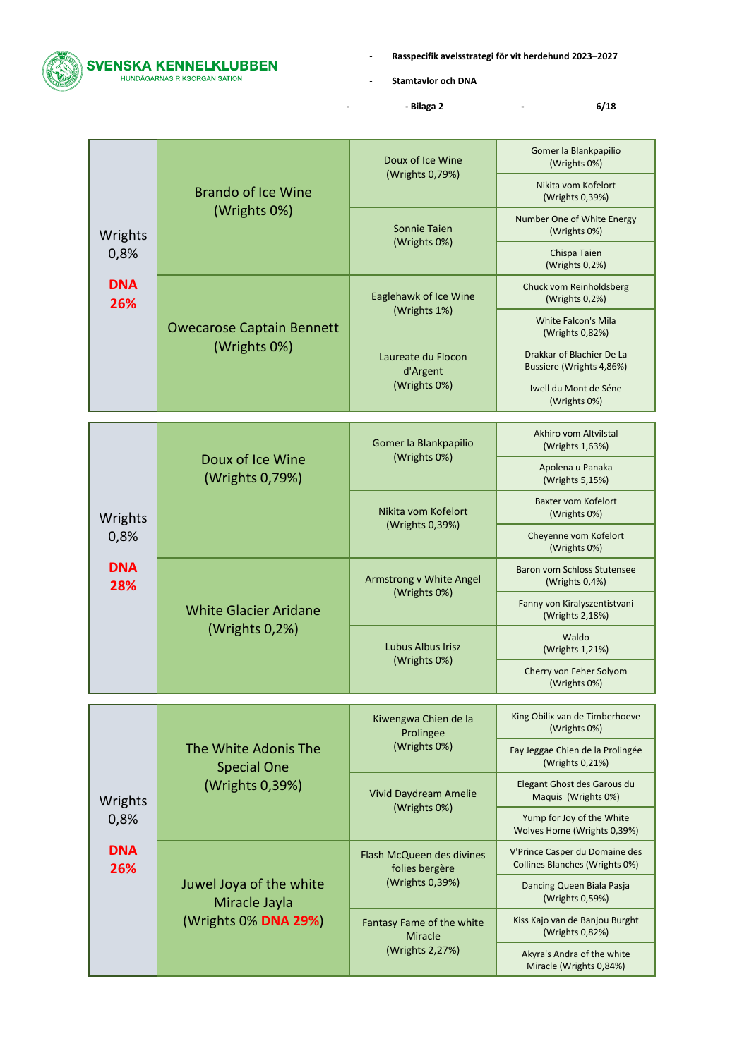| | Parents | Grandparents | Great-grandparents |
|---|---|---|---|
| Wrights 0,8% **DNA 26%** | Brando of Ice Wine (Wrights 0%) | Doux of Ice Wine (Wrights 0,79%) | Gomer la Blankpapilio (Wrights 0%) |
| | | | Nikita vom Kofelort (Wrights 0,39%) |
| | | Sonnie Taien (Wrights 0%) | Number One of White Energy (Wrights 0%) |
| | | | Chispa Taien (Wrights 0,2%) |
| | Owecarose Captain Bennett (Wrights 0%) | Eaglehawk of Ice Wine (Wrights 1%) | Chuck vom Reinholdsberg (Wrights 0,2%) |
| | | | White Falcon's Mila (Wrights 0,82%) |
| | | Laureate du Flocon d'Argent (Wrights 0%) | Drakkar of Blachier De La Bussiere (Wrights 4,86%) |
| | | | Iwell du Mont de Séne (Wrights 0%) |

| | Parents | Grandparents | Great-grandparents |
|---|---|---|---|
| Wrights 0,8% **DNA 28%** | Doux of Ice Wine (Wrights 0,79%) | Gomer la Blankpapilio (Wrights 0%) | Akhiro vom Altvilstal (Wrights 1,63%) |
| | | | Apolena u Panaka (Wrights 5,15%) |
| | | Nikita vom Kofelort (Wrights 0,39%) | Baxter vom Kofelort (Wrights 0%) |
| | | | Cheyenne vom Kofelort (Wrights 0%) |
| | White Glacier Aridane (Wrights 0,2%) | Armstrong v White Angel (Wrights 0%) | Baron vom Schloss Stutensee (Wrights 0,4%) |
| | | | Fanny von Kiralyszentistvani (Wrights 2,18%) |
| | | Lubus Albus Irisz (Wrights 0%) | Waldo (Wrights 1,21%) |
| | | | Cherry von Feher Solyom (Wrights 0%) |

| | Parents | Grandparents | Great-grandparents |
|---|---|---|---|
| Wrights 0,8% **DNA 26%** | The White Adonis The Special One (Wrights 0,39%) | Kiwengwa Chien de la Prolingee (Wrights 0%) | King Obilix van de Timberhoeve (Wrights 0%) |
| | | | Fay Jeggae Chien de la Prolingée (Wrights 0,21%) |
| | | Vivid Daydream Amelie (Wrights 0%) | Elegant Ghost des Garous du Maquis (Wrights 0%) |
| | | | Yump for Joy of the White Wolves Home (Wrights 0,39%) |
| | Juwel Joya of the white Miracle Jayla (Wrights 0% **DNA 29%**) | Flash McQueen des divines folies bergère (Wrights 0,39%) | V'Prince Casper du Domaine des Collines Blanches (Wrights 0%) |
| | | | Dancing Queen Biala Pasja (Wrights 0,59%) |
| | | Fantasy Fame of the white Miracle (Wrights 2,27%) | Kiss Kajo van de Banjou Burght (Wrights 0,82%) |
| | | | Akyra's Andra of the white Miracle (Wrights 0,84%) |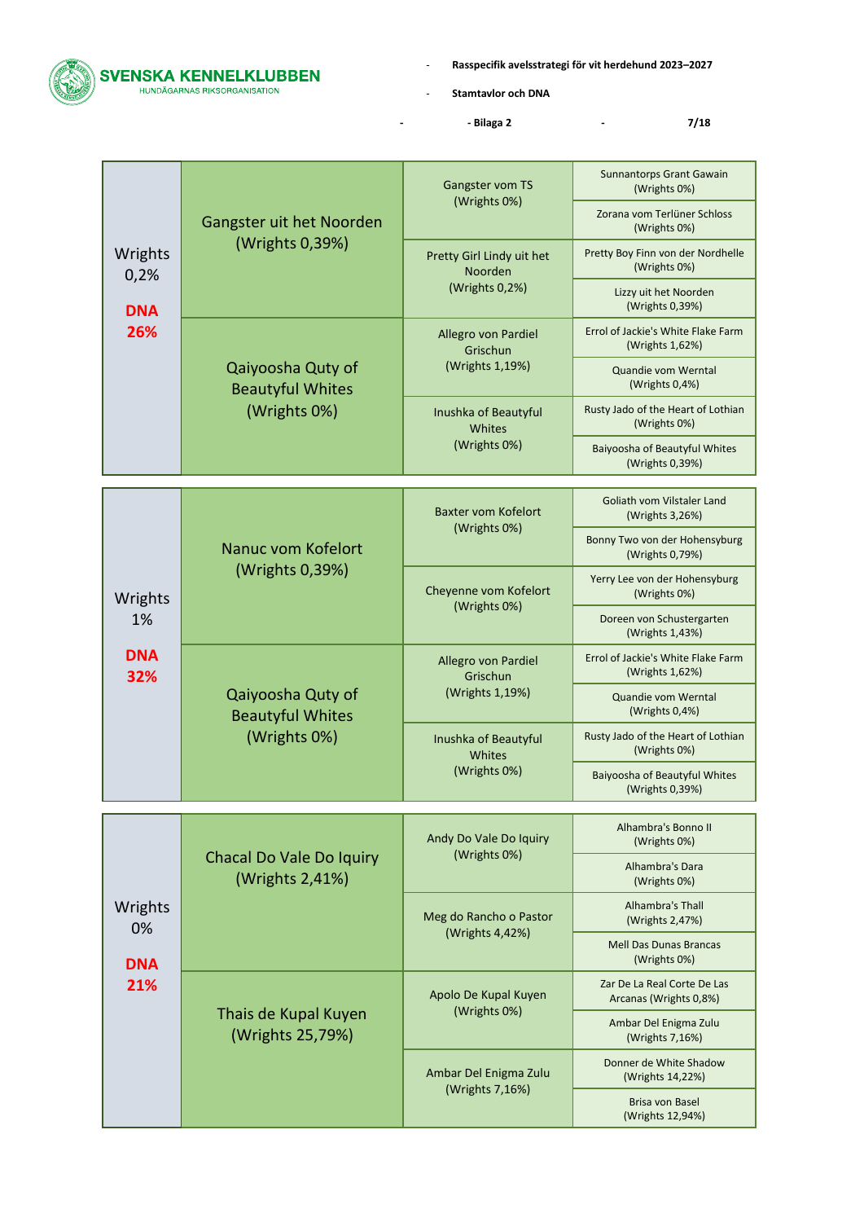| | Parent | Grandparent | Great-grandparent |
|---|---|---|---|
| Wrights 0,2% **DNA 26%** | Gangster uit het Noorden (Wrights 0,39%) | Gangster vom TS (Wrights 0%) | Sunnantorps Grant Gawain (Wrights 0%) |
| | | | Zorana vom Terlüner Schloss (Wrights 0%) |
| | | Pretty Girl Lindy uit het Noorden (Wrights 0,2%) | Pretty Boy Finn von der Nordhelle (Wrights 0%) |
| | | | Lizzy uit het Noorden (Wrights 0,39%) |
| | Qaiyoosha Quty of Beautyful Whites (Wrights 0%) | Allegro von Pardiel Grischun (Wrights 1,19%) | Errol of Jackie's White Flake Farm (Wrights 1,62%) |
| | | | Quandie vom Werntal (Wrights 0,4%) |
| | | Inushka of Beautyful Whites (Wrights 0%) | Rusty Jado of the Heart of Lothian (Wrights 0%) |
| | | | Baiyoosha of Beautyful Whites (Wrights 0,39%) |

| | Parent | Grandparent | Great-grandparent |
|---|---|---|---|
| Wrights 1% **DNA 32%** | Nanuc vom Kofelort (Wrights 0,39%) | Baxter vom Kofelort (Wrights 0%) | Goliath vom Vilstaler Land (Wrights 3,26%) |
| | | | Bonny Two von der Hohensyburg (Wrights 0,79%) |
| | | Cheyenne vom Kofelort (Wrights 0%) | Yerry Lee von der Hohensyburg (Wrights 0%) |
| | | | Doreen von Schustergarten (Wrights 1,43%) |
| | Qaiyoosha Quty of Beautyful Whites (Wrights 0%) | Allegro von Pardiel Grischun (Wrights 1,19%) | Errol of Jackie's White Flake Farm (Wrights 1,62%) |
| | | | Quandie vom Werntal (Wrights 0,4%) |
| | | Inushka of Beautyful Whites (Wrights 0%) | Rusty Jado of the Heart of Lothian (Wrights 0%) |
| | | | Baiyoosha of Beautyful Whites (Wrights 0,39%) |

| | Parent | Grandparent | Great-grandparent |
|---|---|---|---|
| Wrights 0% **DNA 21%** | Chacal Do Vale Do Iquiry (Wrights 2,41%) | Andy Do Vale Do Iquiry (Wrights 0%) | Alhambra's Bonno II (Wrights 0%) |
| | | | Alhambra's Dara (Wrights 0%) |
| | | Meg do Rancho o Pastor (Wrights 4,42%) | Alhambra's Thall (Wrights 2,47%) |
| | | | Mell Das Dunas Brancas (Wrights 0%) |
| | Thais de Kupal Kuyen (Wrights 25,79%) | Apolo De Kupal Kuyen (Wrights 0%) | Zar De La Real Corte De Las Arcanas (Wrights 0,8%) |
| | | | Ambar Del Enigma Zulu (Wrights 7,16%) |
| | | Ambar Del Enigma Zulu (Wrights 7,16%) | Donner de White Shadow (Wrights 14,22%) |
| | | | Brisa von Basel (Wrights 12,94%) |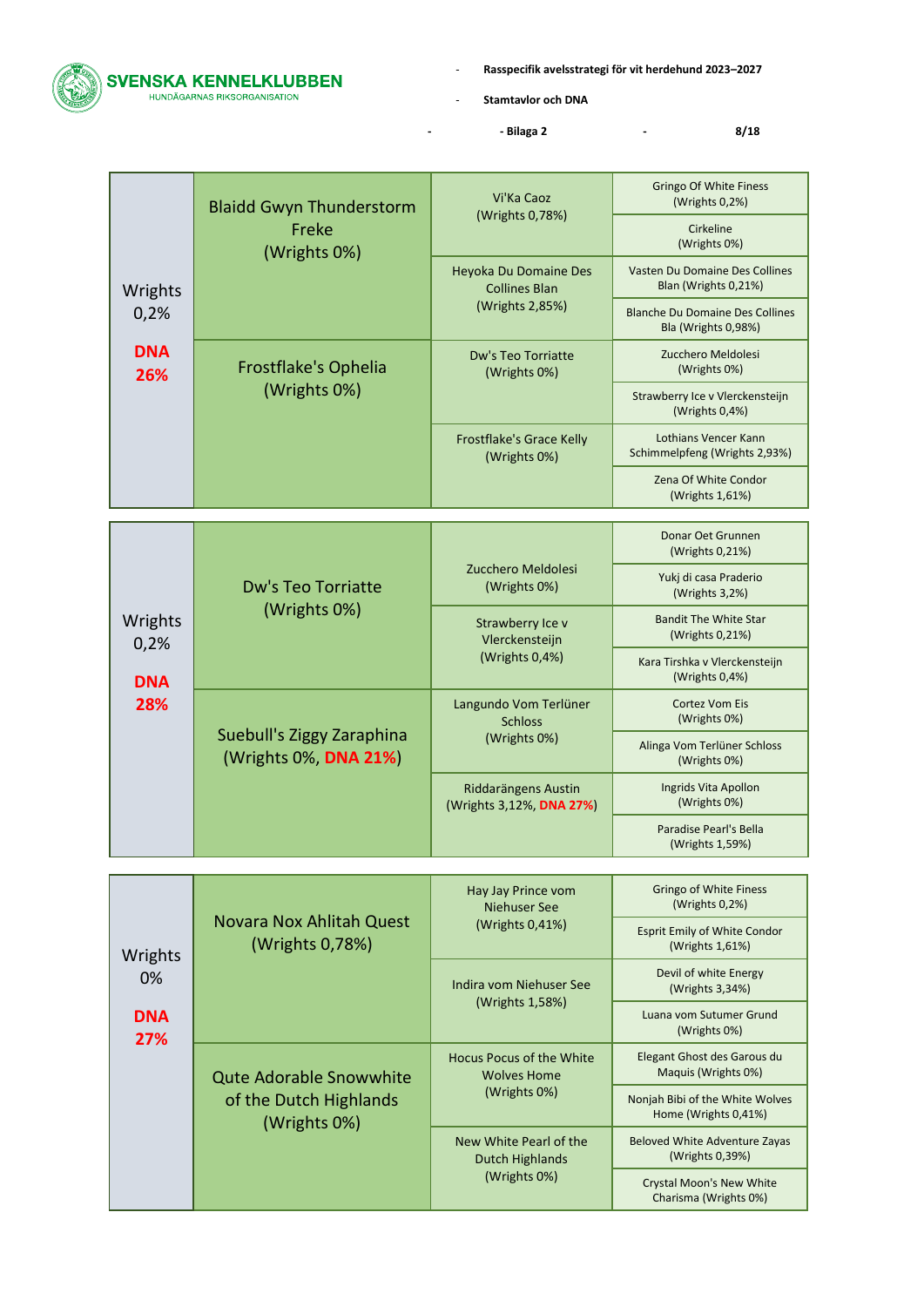| Kull | Föräldrar | Far-/morföräldrar | Farfars/morfars föräldrar |
|---|---|---|---|
| Wrights 0,2% **DNA 26%** | Blaidd Gwyn Thunderstorm Freke (Wrights 0%) | Vi'Ka Caoz (Wrights 0,78%) | Gringo Of White Finess (Wrights 0,2%) |
| | | | Cirkeline (Wrights 0%) |
| | | Heyoka Du Domaine Des Collines Blan (Wrights 2,85%) | Vasten Du Domaine Des Collines Blan (Wrights 0,21%) |
| | | | Blanche Du Domaine Des Collines Bla (Wrights 0,98%) |
| | Frostflake's Ophelia (Wrights 0%) | Dw's Teo Torriatte (Wrights 0%) | Zucchero Meldolesi (Wrights 0%) |
| | | | Strawberry Ice v Vlerckensteijn (Wrights 0,4%) |
| | | Frostflake's Grace Kelly (Wrights 0%) | Lothians Vencer Kann Schimmelpfeng (Wrights 2,93%) |
| | | | Zena Of White Condor (Wrights 1,61%) |

| Kull | Föräldrar | Far-/morföräldrar | Farfars/morfars föräldrar |
|---|---|---|---|
| Wrights 0,2% **DNA 28%** | Dw's Teo Torriatte (Wrights 0%) | Zucchero Meldolesi (Wrights 0%) | Donar Oet Grunnen (Wrights 0,21%) |
| | | | Yukj di casa Praderio (Wrights 3,2%) |
| | | Strawberry Ice v Vlerckensteijn (Wrights 0,4%) | Bandit The White Star (Wrights 0,21%) |
| | | | Kara Tirshka v Vlerckensteijn (Wrights 0,4%) |
| | Suebull's Ziggy Zaraphina (Wrights 0%, **DNA 21%**) | Langundo Vom Terlüner Schloss (Wrights 0%) | Cortez Vom Eis (Wrights 0%) |
| | | | Alinga Vom Terlüner Schloss (Wrights 0%) |
| | | Riddarängens Austin (Wrights 3,12%, **DNA 27%**) | Ingrids Vita Apollon (Wrights 0%) |
| | | | Paradise Pearl's Bella (Wrights 1,59%) |

| Kull | Föräldrar | Far-/morföräldrar | Farfars/morfars föräldrar |
|---|---|---|---|
| Wrights 0% **DNA 27%** | Novara Nox Ahlitah Quest (Wrights 0,78%) | Hay Jay Prince vom Niehuser See (Wrights 0,41%) | Gringo of White Finess (Wrights 0,2%) |
| | | | Esprit Emily of White Condor (Wrights 1,61%) |
| | | Indira vom Niehuser See (Wrights 1,58%) | Devil of white Energy (Wrights 3,34%) |
| | | | Luana vom Sutumer Grund (Wrights 0%) |
| | Qute Adorable Snowwhite of the Dutch Highlands (Wrights 0%) | Hocus Pocus of the White Wolves Home (Wrights 0%) | Elegant Ghost des Garous du Maquis (Wrights 0%) |
| | | | Nonjah Bibi of the White Wolves Home (Wrights 0,41%) |
| | | New White Pearl of the Dutch Highlands (Wrights 0%) | Beloved White Adventure Zayas (Wrights 0,39%) |
| | | | Crystal Moon's New White Charisma (Wrights 0%) |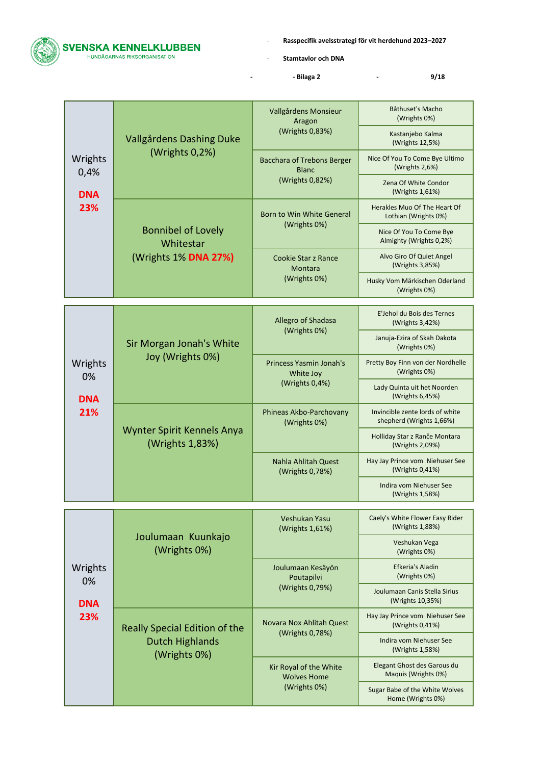| | Parents | Grandparents | Great-grandparents |
|---|---|---|---|
| Wrights 0,4% DNA 23% | Vallgårdens Dashing Duke (Wrights 0,2%) | Vallgårdens Monsieur Aragon (Wrights 0,83%) | Båthuset's Macho (Wrights 0%) |
| | | | Kastanjebo Kalma (Wrights 12,5%) |
| | | Bacchara of Trebons Berger Blanc (Wrights 0,82%) | Nice Of You To Come Bye Ultimo (Wrights 2,6%) |
| | | | Zena Of White Condor (Wrights 1,61%) |
| | Bonnibel of Lovely Whitestar (Wrights 1% DNA 27%) | Born to Win White General (Wrights 0%) | Herakles Muo Of The Heart Of Lothian (Wrights 0%) |
| | | | Nice Of You To Come Bye Almighty (Wrights 0,2%) |
| | | Cookie Star z Rance Montara (Wrights 0%) | Alvo Giro Of Quiet Angel (Wrights 3,85%) |
| | | | Husky Vom Märkischen Oderland (Wrights 0%) |

| | Parents | Grandparents | Great-grandparents |
|---|---|---|---|
| Wrights 0% DNA 21% | Sir Morgan Jonah's White Joy (Wrights 0%) | Allegro of Shadasa (Wrights 0%) | E'Jehol du Bois des Ternes (Wrights 3,42%) |
| | | | Januja-Ezira of Skah Dakota (Wrights 0%) |
| | | Princess Yasmin Jonah's White Joy (Wrights 0,4%) | Pretty Boy Finn von der Nordhelle (Wrights 0%) |
| | | | Lady Quinta uit het Noorden (Wrights 6,45%) |
| | Wynter Spirit Kennels Anya (Wrights 1,83%) | Phineas Akbo-Parchovany (Wrights 0%) | Invincible zente lords of white shepherd (Wrights 1,66%) |
| | | | Holliday Star z Rančе Montara (Wrights 2,09%) |
| | | Nahla Ahlitah Quest (Wrights 0,78%) | Hay Jay Prince vom Niehuser See (Wrights 0,41%) |
| | | | Indira vom Niehuser See (Wrights 1,58%) |

| | Parents | Grandparents | Great-grandparents |
|---|---|---|---|
| Wrights 0% DNA 23% | Joulumaan Kuunkajo (Wrights 0%) | Veshukan Yasu (Wrights 1,61%) | Caely's White Flower Easy Rider (Wrights 1,88%) |
| | | | Veshukan Vega (Wrights 0%) |
| | | Joulumaan Kesäyön Poutapilvi (Wrights 0,79%) | Efkeria's Aladin (Wrights 0%) |
| | | | Joulumaan Canis Stella Sirius (Wrights 10,35%) |
| | Really Special Edition of the Dutch Highlands (Wrights 0%) | Novara Nox Ahlitah Quest (Wrights 0,78%) | Hay Jay Prince vom Niehuser See (Wrights 0,41%) |
| | | | Indira vom Niehuser See (Wrights 1,58%) |
| | | Kir Royal of the White Wolves Home (Wrights 0%) | Elegant Ghost des Garous du Maquis (Wrights 0%) |
| | | | Sugar Babe of the White Wolves Home (Wrights 0%) |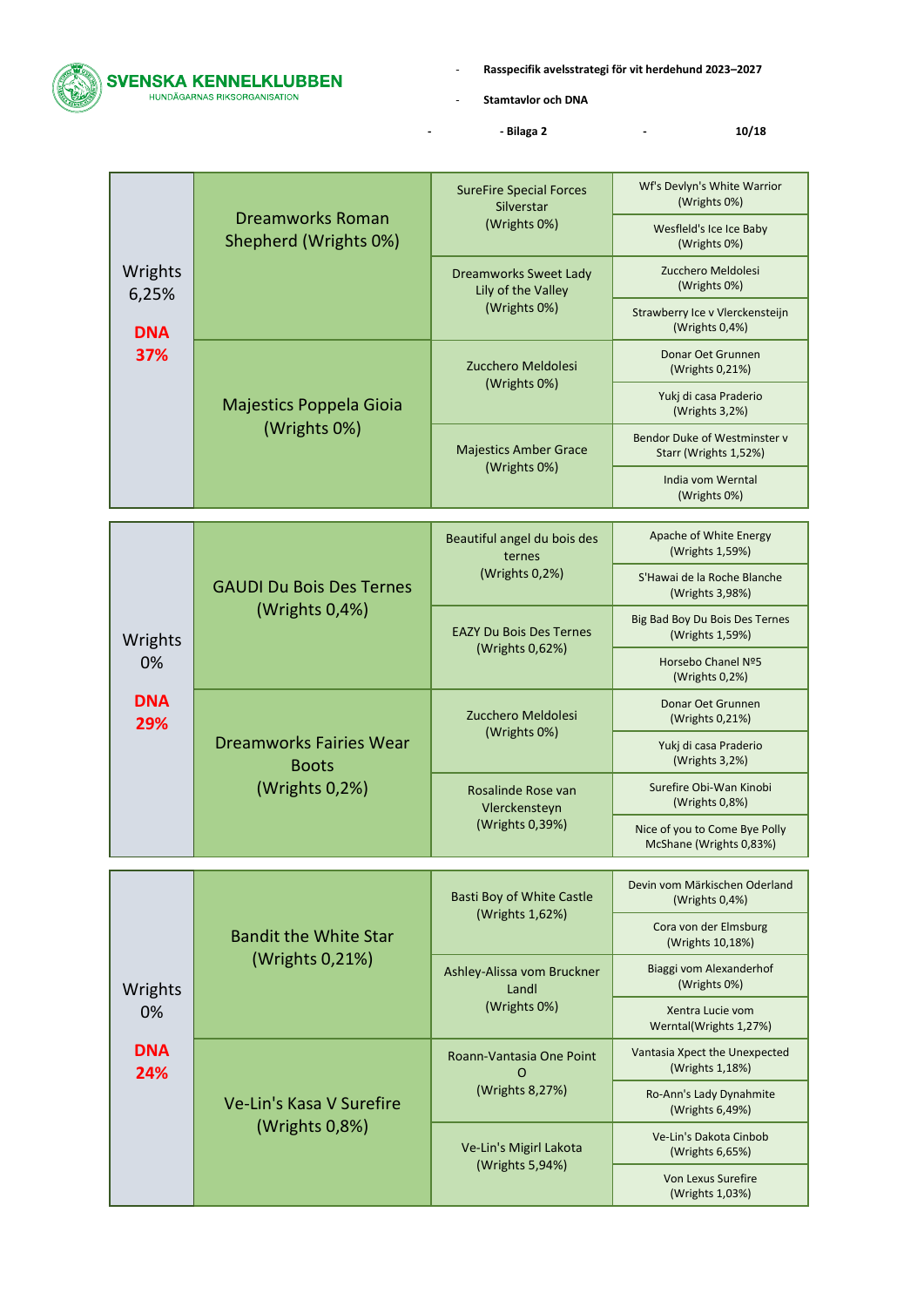| Wrights 6,25% DNA 37% | Dreamworks Roman Shepherd (Wrights 0%) | SureFire Special Forces Silverstar (Wrights 0%) | Wf's Devlyn's White Warrior (Wrights 0%) |
|---|---|---|---|
| | | | Wesfleld's Ice Ice Baby (Wrights 0%) |
| | | Dreamworks Sweet Lady Lily of the Valley (Wrights 0%) | Zucchero Meldolesi (Wrights 0%) |
| | | | Strawberry Ice v Vlerckensteijn (Wrights 0,4%) |
| | Majestics Poppela Gioia (Wrights 0%) | Zucchero Meldolesi (Wrights 0%) | Donar Oet Grunnen (Wrights 0,21%) |
| | | | Yukj di casa Praderio (Wrights 3,2%) |
| | | Majestics Amber Grace (Wrights 0%) | Bendor Duke of Westminster v Starr (Wrights 1,52%) |
| | | | India vom Werntal (Wrights 0%) |

| Wrights 0% DNA 29% | GAUDI Du Bois Des Ternes (Wrights 0,4%) | Beautiful angel du bois des ternes (Wrights 0,2%) | Apache of White Energy (Wrights 1,59%) |
|---|---|---|---|
| | | | S'Hawai de la Roche Blanche (Wrights 3,98%) |
| | | EAZY Du Bois Des Ternes (Wrights 0,62%) | Big Bad Boy Du Bois Des Ternes (Wrights 1,59%) |
| | | | Horsebo Chanel Nº5 (Wrights 0,2%) |
| | Dreamworks Fairies Wear Boots (Wrights 0,2%) | Zucchero Meldolesi (Wrights 0%) | Donar Oet Grunnen (Wrights 0,21%) |
| | | | Yukj di casa Praderio (Wrights 3,2%) |
| | | Rosalinde Rose van Vlerckensteyn (Wrights 0,39%) | Surefire Obi-Wan Kinobi (Wrights 0,8%) |
| | | | Nice of you to Come Bye Polly McShane (Wrights 0,83%) |

| Wrights 0% DNA 24% | Bandit the White Star (Wrights 0,21%) | Basti Boy of White Castle (Wrights 1,62%) | Devin vom Märkischen Oderland (Wrights 0,4%) |
|---|---|---|---|
| | | | Cora von der Elmsburg (Wrights 10,18%) |
| | | Ashley-Alissa vom Bruckner Landl (Wrights 0%) | Biaggi vom Alexanderhof (Wrights 0%) |
| | | | Xentra Lucie vom Werntal(Wrights 1,27%) |
| | Ve-Lin's Kasa V Surefire (Wrights 0,8%) | Roann-Vantasia One Point O (Wrights 8,27%) | Vantasia Xpect the Unexpected (Wrights 1,18%) |
| | | | Ro-Ann's Lady Dynahmite (Wrights 6,49%) |
| | | Ve-Lin's Migirl Lakota (Wrights 5,94%) | Ve-Lin's Dakota Cinbob (Wrights 6,65%) |
| | | | Von Lexus Surefire (Wrights 1,03%) |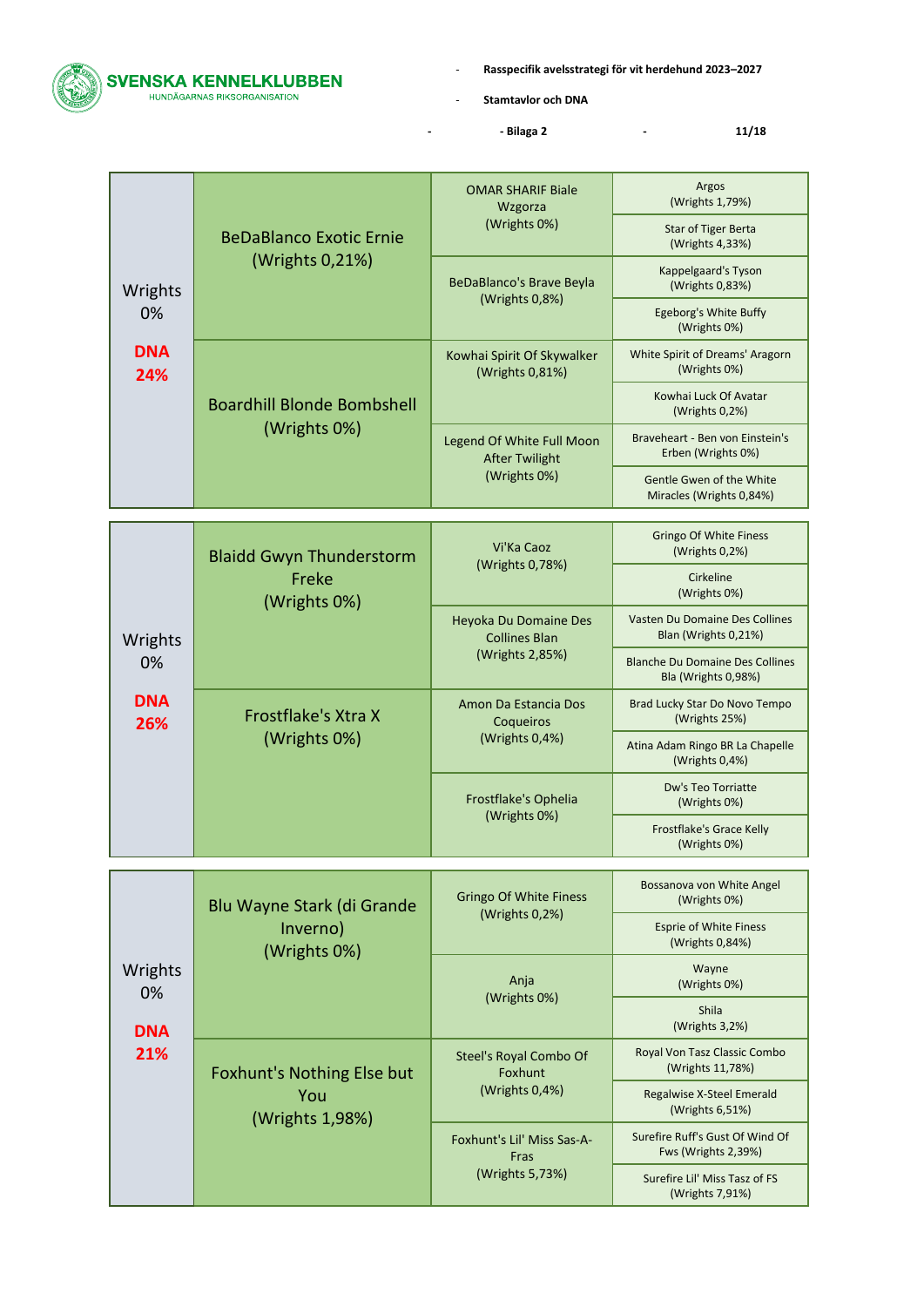| Offspring | Parents | Grandparents | Great-grandparents |
|---|---|---|---|
| Wrights 0% **DNA 24%** | BeDaBlanco Exotic Ernie (Wrights 0,21%) | OMAR SHARIF Biale Wzgorza (Wrights 0%) | Argos (Wrights 1,79%) |
| | | | Star of Tiger Berta (Wrights 4,33%) |
| | | BeDaBlanco's Brave Beyla (Wrights 0,8%) | Kappelgaard's Tyson (Wrights 0,83%) |
| | | | Egeborg's White Buffy (Wrights 0%) |
| | Boardhill Blonde Bombshell (Wrights 0%) | Kowhai Spirit Of Skywalker (Wrights 0,81%) | White Spirit of Dreams' Aragorn (Wrights 0%) |
| | | | Kowhai Luck Of Avatar (Wrights 0,2%) |
| | | Legend Of White Full Moon After Twilight (Wrights 0%) | Braveheart - Ben von Einstein's Erben (Wrights 0%) |
| | | | Gentle Gwen of the White Miracles (Wrights 0,84%) |

| Offspring | Parents | Grandparents | Great-grandparents |
|---|---|---|---|
| Wrights 0% **DNA 26%** | Blaidd Gwyn Thunderstorm Freke (Wrights 0%) | Vi'Ka Caoz (Wrights 0,78%) | Gringo Of White Finess (Wrights 0,2%) |
| | | | Cirkeline (Wrights 0%) |
| | | Heyoka Du Domaine Des Collines Blan (Wrights 2,85%) | Vasten Du Domaine Des Collines Blan (Wrights 0,21%) |
| | | | Blanche Du Domaine Des Collines Bla (Wrights 0,98%) |
| | Frostflake's Xtra X (Wrights 0%) | Amon Da Estancia Dos Coqueiros (Wrights 0,4%) | Brad Lucky Star Do Novo Tempo (Wrights 25%) |
| | | | Atina Adam Ringo BR La Chapelle (Wrights 0,4%) |
| | | Frostflake's Ophelia (Wrights 0%) | Dw's Teo Torriatte (Wrights 0%) |
| | | | Frostflake's Grace Kelly (Wrights 0%) |

| Offspring | Parents | Grandparents | Great-grandparents |
|---|---|---|---|
| Wrights 0% **DNA 21%** | Blu Wayne Stark (di Grande Inverno) (Wrights 0%) | Gringo Of White Finess (Wrights 0,2%) | Bossanova von White Angel (Wrights 0%) |
| | | | Esprie of White Finess (Wrights 0,84%) |
| | | Anja (Wrights 0%) | Wayne (Wrights 0%) |
| | | | Shila (Wrights 3,2%) |
| | Foxhunt's Nothing Else but You (Wrights 1,98%) | Steel's Royal Combo Of Foxhunt (Wrights 0,4%) | Royal Von Tasz Classic Combo (Wrights 11,78%) |
| | | | Regalwise X-Steel Emerald (Wrights 6,51%) |
| | | Foxhunt's Lil' Miss Sas-A-Fras (Wrights 5,73%) | Surefire Ruff's Gust Of Wind Of Fws (Wrights 2,39%) |
| | | | Surefire Lil' Miss Tasz of FS (Wrights 7,91%) |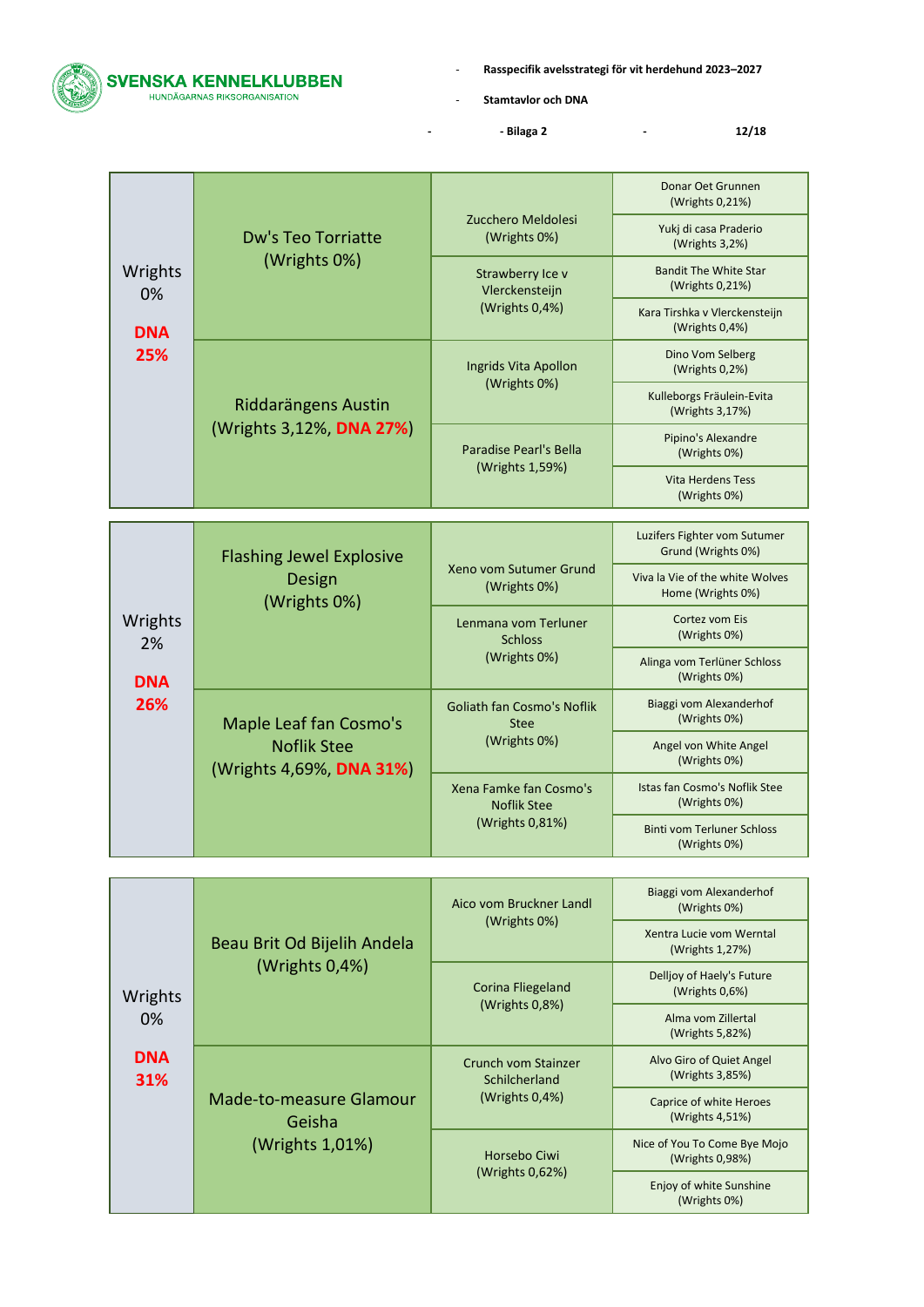| Wrights 0% **DNA 25%** | Dw's Teo Torriatte (Wrights 0%) | Zucchero Meldolesi (Wrights 0%) | Donar Oet Grunnen (Wrights 0,21%) |
|---|---|---|---|
| | | | Yukj di casa Praderio (Wrights 3,2%) |
| | | Strawberry Ice v Vlerckensteijn (Wrights 0,4%) | Bandit The White Star (Wrights 0,21%) |
| | | | Kara Tirshka v Vlerckensteijn (Wrights 0,4%) |
| | Riddarängens Austin (Wrights 3,12%, **DNA 27%**) | Ingrids Vita Apollon (Wrights 0%) | Dino Vom Selberg (Wrights 0,2%) |
| | | | Kulleborgs Fräulein-Evita (Wrights 3,17%) |
| | | Paradise Pearl's Bella (Wrights 1,59%) | Pipino's Alexandre (Wrights 0%) |
| | | | Vita Herdens Tess (Wrights 0%) |

| Wrights 2% **DNA 26%** | Flashing Jewel Explosive Design (Wrights 0%) | Xeno vom Sutumer Grund (Wrights 0%) | Luzifers Fighter vom Sutumer Grund (Wrights 0%) |
|---|---|---|---|
| | | | Viva la Vie of the white Wolves Home (Wrights 0%) |
| | | Lenmana vom Terluner Schloss (Wrights 0%) | Cortez vom Eis (Wrights 0%) |
| | | | Alinga vom Terlüner Schloss (Wrights 0%) |
| | Maple Leaf fan Cosmo's Noflik Stee (Wrights 4,69%, **DNA 31%**) | Goliath fan Cosmo's Noflik Stee (Wrights 0%) | Biaggi vom Alexanderhof (Wrights 0%) |
| | | | Angel von White Angel (Wrights 0%) |
| | | Xena Famke fan Cosmo's Noflik Stee (Wrights 0,81%) | Istas fan Cosmo's Noflik Stee (Wrights 0%) |
| | | | Binti vom Terluner Schloss (Wrights 0%) |

| Wrights 0% **DNA 31%** | Beau Brit Od Bijelih Andela (Wrights 0,4%) | Aico vom Bruckner Landl (Wrights 0%) | Biaggi vom Alexanderhof (Wrights 0%) |
|---|---|---|---|
| | | | Xentra Lucie vom Werntal (Wrights 1,27%) |
| | | Corina Fliegeland (Wrights 0,8%) | Delljoy of Haely's Future (Wrights 0,6%) |
| | | | Alma vom Zillertal (Wrights 5,82%) |
| | Made-to-measure Glamour Geisha (Wrights 1,01%) | Crunch vom Stainzer Schilcherland (Wrights 0,4%) | Alvo Giro of Quiet Angel (Wrights 3,85%) |
| | | | Caprice of white Heroes (Wrights 4,51%) |
| | | Horsebo Ciwi (Wrights 0,62%) | Nice of You To Come Bye Mojo (Wrights 0,98%) |
| | | | Enjoy of white Sunshine (Wrights 0%) |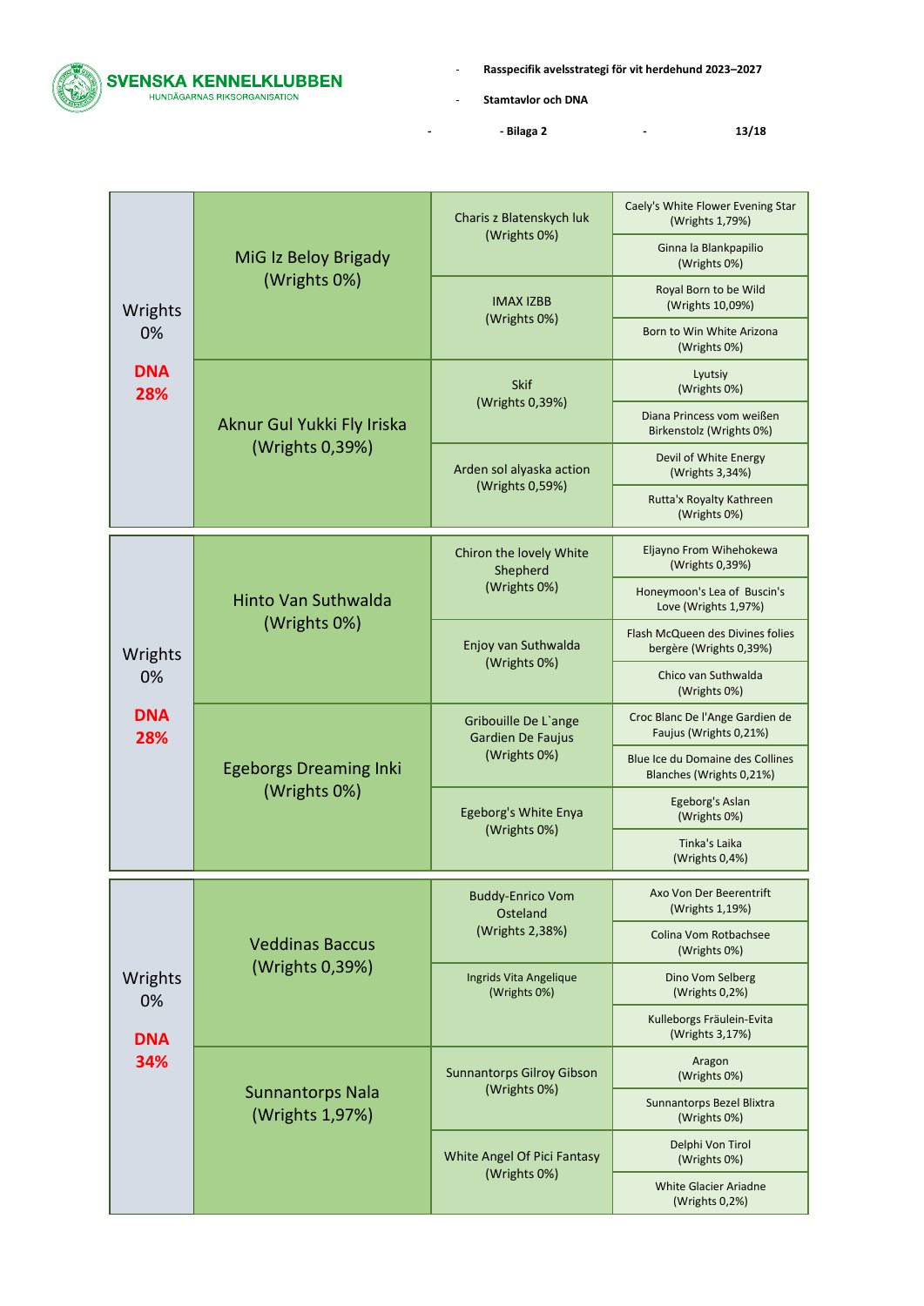| | Föräldrar | Far-/morföräldrar | Farfars-/morfarsföräldrar |
|---|---|---|---|
| Wrights 0% **DNA 28%** | MiG Iz Beloy Brigady (Wrights 0%) | Charis z Blatenskych luk (Wrights 0%) | Caely's White Flower Evening Star (Wrights 1,79%) |
| | | | Ginna la Blankpapilio (Wrights 0%) |
| | | IMAX IZBB (Wrights 0%) | Royal Born to be Wild (Wrights 10,09%) |
| | | | Born to Win White Arizona (Wrights 0%) |
| | Aknur Gul Yukki Fly Iriska (Wrights 0,39%) | Skif (Wrights 0,39%) | Lyutsiy (Wrights 0%) |
| | | | Diana Princess vom weißen Birkenstolz (Wrights 0%) |
| | | Arden sol alyaska action (Wrights 0,59%) | Devil of White Energy (Wrights 3,34%) |
| | | | Rutta'x Royalty Kathreen (Wrights 0%) |
| Wrights 0% **DNA 28%** | Hinto Van Suthwalda (Wrights 0%) | Chiron the lovely White Shepherd (Wrights 0%) | Eljayno From Wihehokewa (Wrights 0,39%) |
| | | | Honeymoon's Lea of Buscin's Love (Wrights 1,97%) |
| | | Enjoy van Suthwalda (Wrights 0%) | Flash McQueen des Divines folies bergère (Wrights 0,39%) |
| | | | Chico van Suthwalda (Wrights 0%) |
| | Egeborgs Dreaming Inki (Wrights 0%) | Gribouille De L`ange Gardien De Faujus (Wrights 0%) | Croc Blanc De l'Ange Gardien de Faujus (Wrights 0,21%) |
| | | | Blue Ice du Domaine des Collines Blanches (Wrights 0,21%) |
| | | Egeborg's White Enya (Wrights 0%) | Egeborg's Aslan (Wrights 0%) |
| | | | Tinka's Laika (Wrights 0,4%) |
| Wrights 0% **DNA 34%** | Veddinas Baccus (Wrights 0,39%) | Buddy-Enrico Vom Osteland (Wrights 2,38%) | Axo Von Der Beerentrift (Wrights 1,19%) |
| | | | Colina Vom Rotbachsee (Wrights 0%) |
| | | Ingrids Vita Angelique (Wrights 0%) | Dino Vom Selberg (Wrights 0,2%) |
| | | | Kulleborgs Fräulein-Evita (Wrights 3,17%) |
| | Sunnantorps Nala (Wrights 1,97%) | Sunnantorps Gilroy Gibson (Wrights 0%) | Aragon (Wrights 0%) |
| | | | Sunnantorps Bezel Blixtra (Wrights 0%) |
| | | White Angel Of Pici Fantasy (Wrights 0%) | Delphi Von Tirol (Wrights 0%) |
| | | | White Glacier Ariadne (Wrights 0,2%) |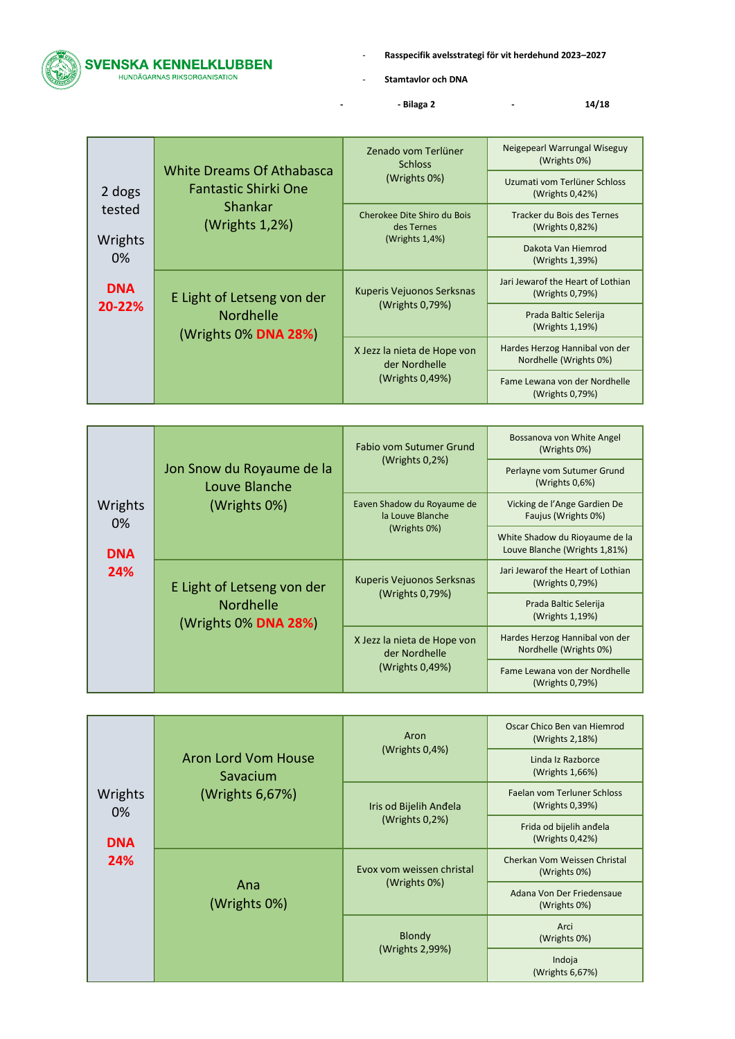| | | | |
|---|---|---|---|
| 2 dogs tested<br><br>Wrights 0%<br><br>**DNA 20-22%** | White Dreams Of Athabasca Fantastic Shirki One Shankar (Wrights 1,2%) | Zenado vom Terlüner Schloss (Wrights 0%) | Neigepearl Warrungal Wiseguy (Wrights 0%) |
| | | | Uzumati vom Terlüner Schloss (Wrights 0,42%) |
| | | Cherokee Dite Shiro du Bois des Ternes (Wrights 1,4%) | Tracker du Bois des Ternes (Wrights 0,82%) |
| | | | Dakota Van Hiemrod (Wrights 1,39%) |
| | E Light of Letseng von der Nordhelle (Wrights 0% **DNA 28%**) | Kuperis Vejuonos Serksnas (Wrights 0,79%) | Jari Jewarof the Heart of Lothian (Wrights 0,79%) |
| | | | Prada Baltic Selerija (Wrights 1,19%) |
| | | X Jezz la nieta de Hope von der Nordhelle (Wrights 0,49%) | Hardes Herzog Hannibal von der Nordhelle (Wrights 0%) |
| | | | Fame Lewana von der Nordhelle (Wrights 0,79%) |

| | | | |
|---|---|---|---|
| Wrights 0%<br><br>**DNA 24%** | Jon Snow du Royaume de la Louve Blanche (Wrights 0%) | Fabio vom Sutumer Grund (Wrights 0,2%) | Bossanova von White Angel (Wrights 0%) |
| | | | Perlayne vom Sutumer Grund (Wrights 0,6%) |
| | | Eaven Shadow du Royaume de la Louve Blanche (Wrights 0%) | Vicking de l'Ange Gardien De Faujus (Wrights 0%) |
| | | | White Shadow du Rioyaume de la Louve Blanche (Wrights 1,81%) |
| | E Light of Letseng von der Nordhelle (Wrights 0% **DNA 28%**) | Kuperis Vejuonos Serksnas (Wrights 0,79%) | Jari Jewarof the Heart of Lothian (Wrights 0,79%) |
| | | | Prada Baltic Selerija (Wrights 1,19%) |
| | | X Jezz la nieta de Hope von der Nordhelle (Wrights 0,49%) | Hardes Herzog Hannibal von der Nordhelle (Wrights 0%) |
| | | | Fame Lewana von der Nordhelle (Wrights 0,79%) |

| | | | |
|---|---|---|---|
| Wrights 0%<br><br>**DNA 24%** | Aron Lord Vom House Savacium (Wrights 6,67%) | Aron (Wrights 0,4%) | Oscar Chico Ben van Hiemrod (Wrights 2,18%) |
| | | | Linda Iz Razborce (Wrights 1,66%) |
| | | Iris od Bijelih Anđela (Wrights 0,2%) | Faelan vom Terluner Schloss (Wrights 0,39%) |
| | | | Frida od bijelih anđela (Wrights 0,42%) |
| | Ana (Wrights 0%) | Evox vom weissen christal (Wrights 0%) | Cherkan Vom Weissen Christal (Wrights 0%) |
| | | | Adana Von Der Friedensaue (Wrights 0%) |
| | | Blondy (Wrights 2,99%) | Arci (Wrights 0%) |
| | | | Indoja (Wrights 6,67%) |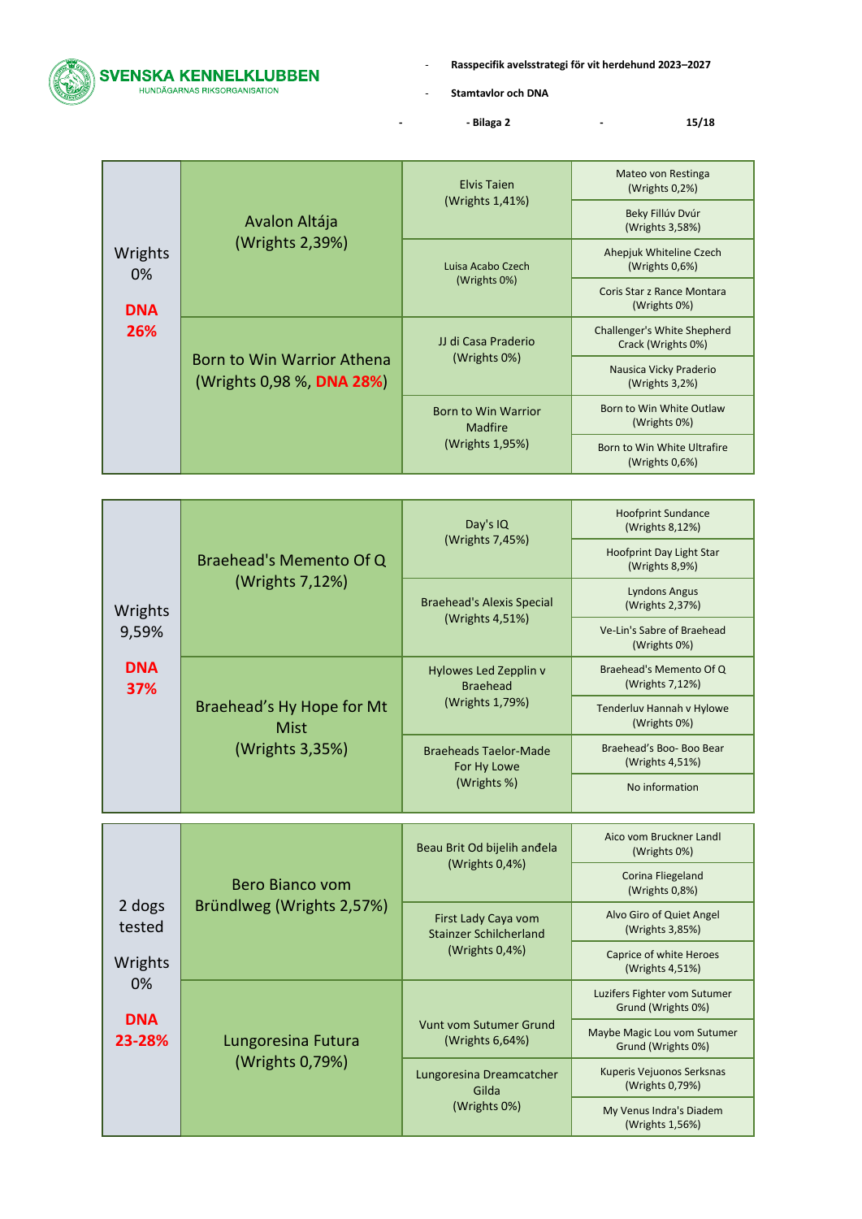| Wrights 0% DNA 26% | Avalon Altája (Wrights 2,39%) | Elvis Taien (Wrights 1,41%) | Mateo von Restinga (Wrights 0,2%) |
|---|---|---|---|
| | | | Beky Fillúv Dvúr (Wrights 3,58%) |
| | | Luisa Acabo Czech (Wrights 0%) | Ahepjuk Whiteline Czech (Wrights 0,6%) |
| | | | Coris Star z Rance Montara (Wrights 0%) |
| | Born to Win Warrior Athena (Wrights 0,98 %, DNA 28%) | JJ di Casa Praderio (Wrights 0%) | Challenger's White Shepherd Crack (Wrights 0%) |
| | | | Nausica Vicky Praderio (Wrights 3,2%) |
| | | Born to Win Warrior Madfire (Wrights 1,95%) | Born to Win White Outlaw (Wrights 0%) |
| | | | Born to Win White Ultrafire (Wrights 0,6%) |

| Wrights 9,59% DNA 37% | Braehead's Memento Of Q (Wrights 7,12%) | Day's IQ (Wrights 7,45%) | Hoofprint Sundance (Wrights 8,12%) |
|---|---|---|---|
| | | | Hoofprint Day Light Star (Wrights 8,9%) |
| | | Braehead's Alexis Special (Wrights 4,51%) | Lyndons Angus (Wrights 2,37%) |
| | | | Ve-Lin's Sabre of Braehead (Wrights 0%) |
| | Braehead's Hy Hope for Mt Mist (Wrights 3,35%) | Hylowes Led Zepplin v Braehead (Wrights 1,79%) | Braehead's Memento Of Q (Wrights 7,12%) |
| | | | Tenderluv Hannah v Hylowe (Wrights 0%) |
| | | Braeheads Taelor-Made For Hy Lowe (Wrights %) | Braehead's Boo- Boo Bear (Wrights 4,51%) |
| | | | No information |

| 2 dogs tested Wrights 0% DNA 23-28% | Bero Bianco vom Bründlweg (Wrights 2,57%) | Beau Brit Od bijelih anđela (Wrights 0,4%) | Aico vom Bruckner Landl (Wrights 0%) |
|---|---|---|---|
| | | | Corina Fliegeland (Wrights 0,8%) |
| | | First Lady Caya vom Stainzer Schilcherland (Wrights 0,4%) | Alvo Giro of Quiet Angel (Wrights 3,85%) |
| | | | Caprice of white Heroes (Wrights 4,51%) |
| | Lungoresina Futura (Wrights 0,79%) | Vunt vom Sutumer Grund (Wrights 6,64%) | Luzifers Fighter vom Sutumer Grund (Wrights 0%) |
| | | | Maybe Magic Lou vom Sutumer Grund (Wrights 0%) |
| | | Lungoresina Dreamcatcher Gilda (Wrights 0%) | Kuperis Vejuonos Serksnas (Wrights 0,79%) |
| | | | My Venus Indra's Diadem (Wrights 1,56%) |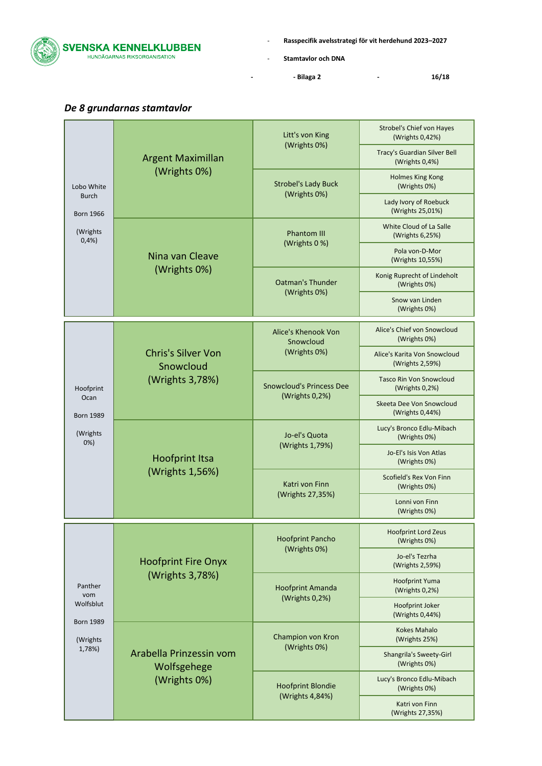## *De 8 grundarnas stamtavlor*

| Hund | Föräldrar | Farföräldrar/Morföräldrar | Farfars-/Morfarsföräldrar |
|---|---|---|---|
| Lobo White Burch<br>Born 1966<br>(Wrights 0,4%) | Argent Maximillan (Wrights 0%) | Litt's von King (Wrights 0%) | Strobel's Chief von Hayes (Wrights 0,42%) |
| | | | Tracy's Guardian Silver Bell (Wrights 0,4%) |
| | | Strobel's Lady Buck (Wrights 0%) | Holmes King Kong (Wrights 0%) |
| | | | Lady Ivory of Roebuck (Wrights 25,01%) |
| | Nina van Cleave (Wrights 0%) | Phantom III (Wrights 0 %) | White Cloud of La Salle (Wrights 6,25%) |
| | | | Pola von-D-Mor (Wrights 10,55%) |
| | | Oatman's Thunder (Wrights 0%) | Konig Ruprecht of Lindeholt (Wrights 0%) |
| | | | Snow van Linden (Wrights 0%) |
| Hoofprint Ocan<br>Born 1989<br>(Wrights 0%) | Chris's Silver Von Snowcloud (Wrights 3,78%) | Alice's Khenook Von Snowcloud (Wrights 0%) | Alice's Chief von Snowcloud (Wrights 0%) |
| | | | Alice's Karita Von Snowcloud (Wrights 2,59%) |
| | | Snowcloud's Princess Dee (Wrights 0,2%) | Tasco Rin Von Snowcloud (Wrights 0,2%) |
| | | | Skeeta Dee Von Snowcloud (Wrights 0,44%) |
| | Hoofprint Itsa (Wrights 1,56%) | Jo-el's Quota (Wrights 1,79%) | Lucy's Bronco Edlu-Mibach (Wrights 0%) |
| | | | Jo-El's Isis Von Atlas (Wrights 0%) |
| | | Katri von Finn (Wrights 27,35%) | Scofield's Rex Von Finn (Wrights 0%) |
| | | | Lonni von Finn (Wrights 0%) |
| Panther vom Wolfsblut<br>Born 1989<br>(Wrights 1,78%) | Hoofprint Fire Onyx (Wrights 3,78%) | Hoofprint Pancho (Wrights 0%) | Hoofprint Lord Zeus (Wrights 0%) |
| | | | Jo-el's Tezrha (Wrights 2,59%) |
| | | Hoofprint Amanda (Wrights 0,2%) | Hoofprint Yuma (Wrights 0,2%) |
| | | | Hoofprint Joker (Wrights 0,44%) |
| | Arabella Prinzessin vom Wolfsgehege (Wrights 0%) | Champion von Kron (Wrights 0%) | Kokes Mahalo (Wrights 25%) |
| | | | Shangrila's Sweety-Girl (Wrights 0%) |
| | | Hoofprint Blondie (Wrights 4,84%) | Lucy's Bronco Edlu-Mibach (Wrights 0%) |
| | | | Katri von Finn (Wrights 27,35%) |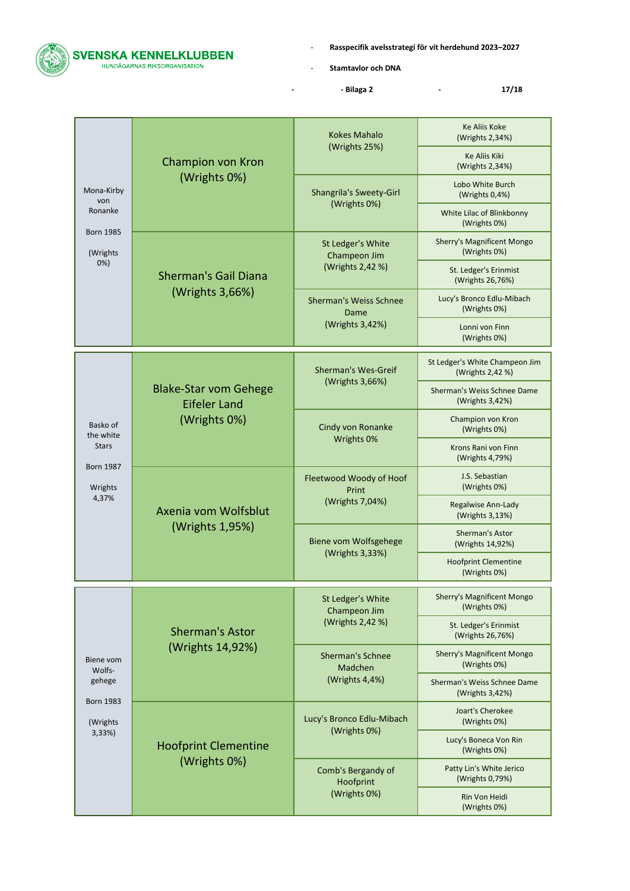| Dog | Parents | Grandparents | Great-grandparents |
|---|---|---|---|
| Mona-Kirby von Ronanke<br>Born 1985<br>(Wrights 0%) | Champion von Kron (Wrights 0%) | Kokes Mahalo (Wrights 25%) | Ke Aliis Koke (Wrights 2,34%) |
| | | | Ke Aliis Kiki (Wrights 2,34%) |
| | | Shangrila's Sweety-Girl (Wrights 0%) | Lobo White Burch (Wrights 0,4%) |
| | | | White Lilac of Blinkbonny (Wrights 0%) |
| | Sherman's Gail Diana (Wrights 3,66%) | St Ledger's White Champeon Jim (Wrights 2,42 %) | Sherry's Magnificent Mongo (Wrights 0%) |
| | | | St. Ledger's Erinmist (Wrights 26,76%) |
| | | Sherman's Weiss Schnee Dame (Wrights 3,42%) | Lucy's Bronco Edlu-Mibach (Wrights 0%) |
| | | | Lonni von Finn (Wrights 0%) |

| Dog | Parents | Grandparents | Great-grandparents |
|---|---|---|---|
| Basko of the white Stars<br>Born 1987<br>Wrights 4,37% | Blake-Star vom Gehege Eifeler Land (Wrights 0%) | Sherman's Wes-Greif (Wrights 3,66%) | St Ledger's White Champeon Jim (Wrights 2,42 %) |
| | | | Sherman's Weiss Schnee Dame (Wrights 3,42%) |
| | | Cindy von Ronanke Wrights 0% | Champion von Kron (Wrights 0%) |
| | | | Krons Rani von Finn (Wrights 4,79%) |
| | Axenia vom Wolfsblut (Wrights 1,95%) | Fleetwood Woody of Hoof Print (Wrights 7,04%) | J.S. Sebastian (Wrights 0%) |
| | | | Regalwise Ann-Lady (Wrights 3,13%) |
| | | Biene vom Wolfsgehege (Wrights 3,33%) | Sherman's Astor (Wrights 14,92%) |
| | | | Hoofprint Clementine (Wrights 0%) |

| Dog | Parents | Grandparents | Great-grandparents |
|---|---|---|---|
| Biene vom Wolfs-gehege<br>Born 1983<br>(Wrights 3,33%) | Sherman's Astor (Wrights 14,92%) | St Ledger's White Champeon Jim (Wrights 2,42 %) | Sherry's Magnificent Mongo (Wrights 0%) |
| | | | St. Ledger's Erinmist (Wrights 26,76%) |
| | | Sherman's Schnee Madchen (Wrights 4,4%) | Sherry's Magnificent Mongo (Wrights 0%) |
| | | | Sherman's Weiss Schnee Dame (Wrights 3,42%) |
| | Hoofprint Clementine (Wrights 0%) | Lucy's Bronco Edlu-Mibach (Wrights 0%) | Joart's Cherokee (Wrights 0%) |
| | | | Lucy's Boneca Von Rin (Wrights 0%) |
| | | Comb's Bergandy of Hoofprint (Wrights 0%) | Patty Lin's White Jerico (Wrights 0,79%) |
| | | | Rin Von Heidi (Wrights 0%) |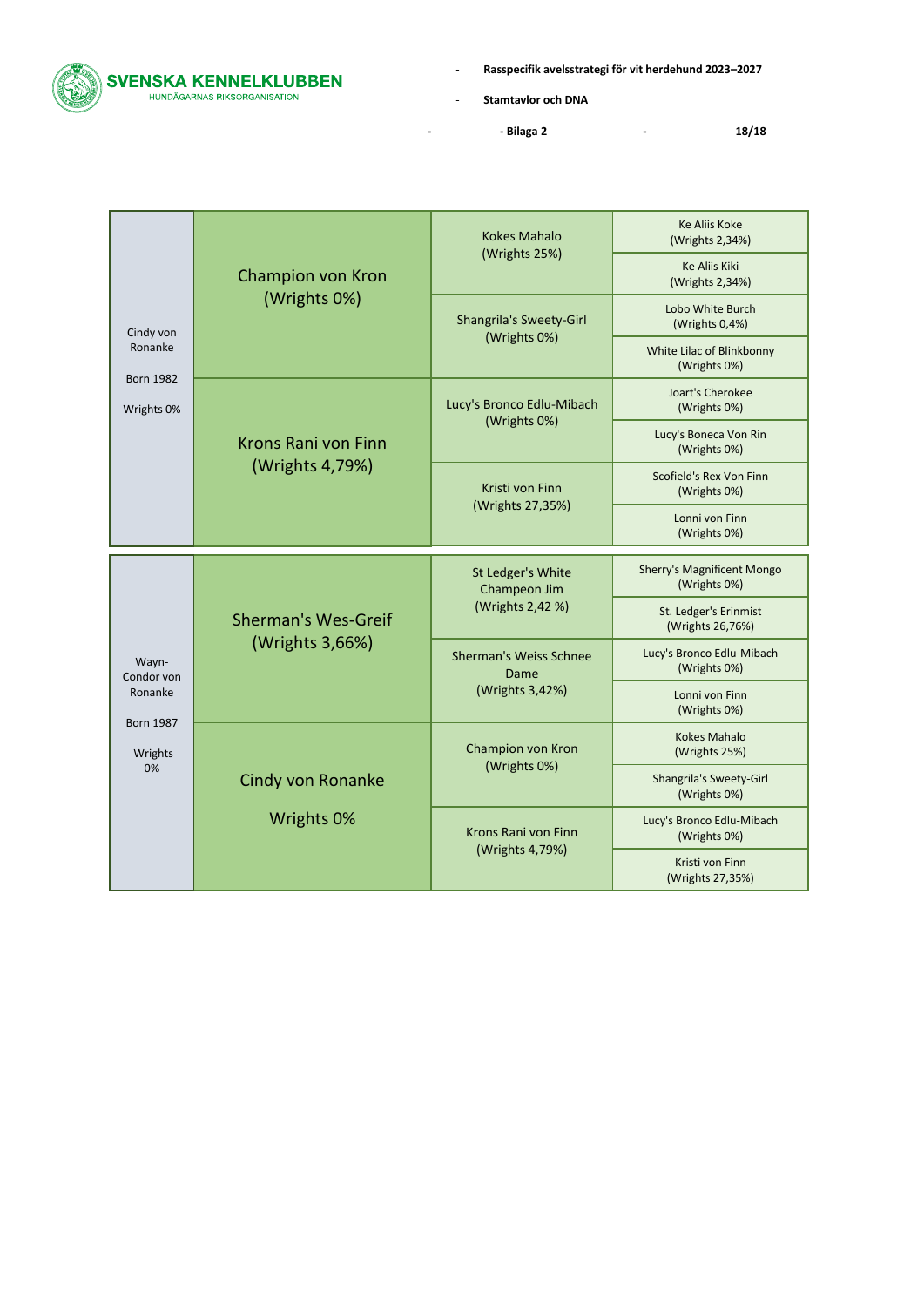| | | | |
|---|---|---|---|
| Cindy von Ronanke<br><br>Born 1982<br><br>Wrights 0% | Champion von Kron (Wrights 0%) | Kokes Mahalo (Wrights 25%) | Ke Aliis Koke (Wrights 2,34%) |
| | | | Ke Aliis Kiki (Wrights 2,34%) |
| | | Shangrila's Sweety-Girl (Wrights 0%) | Lobo White Burch (Wrights 0,4%) |
| | | | White Lilac of Blinkbonny (Wrights 0%) |
| | Krons Rani von Finn (Wrights 4,79%) | Lucy's Bronco Edlu-Mibach (Wrights 0%) | Joart's Cherokee (Wrights 0%) |
| | | | Lucy's Boneca Von Rin (Wrights 0%) |
| | | Kristi von Finn (Wrights 27,35%) | Scofield's Rex Von Finn (Wrights 0%) |
| | | | Lonni von Finn (Wrights 0%) |

| | | | |
|---|---|---|---|
| Wayn-Condor von Ronanke<br><br>Born 1987<br><br>Wrights 0% | Sherman's Wes-Greif (Wrights 3,66%) | St Ledger's White Champeon Jim (Wrights 2,42 %) | Sherry's Magnificent Mongo (Wrights 0%) |
| | | | St. Ledger's Erinmist (Wrights 26,76%) |
| | | Sherman's Weiss Schnee Dame (Wrights 3,42%) | Lucy's Bronco Edlu-Mibach (Wrights 0%) |
| | | | Lonni von Finn (Wrights 0%) |
| | Cindy von Ronanke<br><br>Wrights 0% | Champion von Kron (Wrights 0%) | Kokes Mahalo (Wrights 25%) |
| | | | Shangrila's Sweety-Girl (Wrights 0%) |
| | | Krons Rani von Finn (Wrights 4,79%) | Lucy's Bronco Edlu-Mibach (Wrights 0%) |
| | | | Kristi von Finn (Wrights 27,35%) |